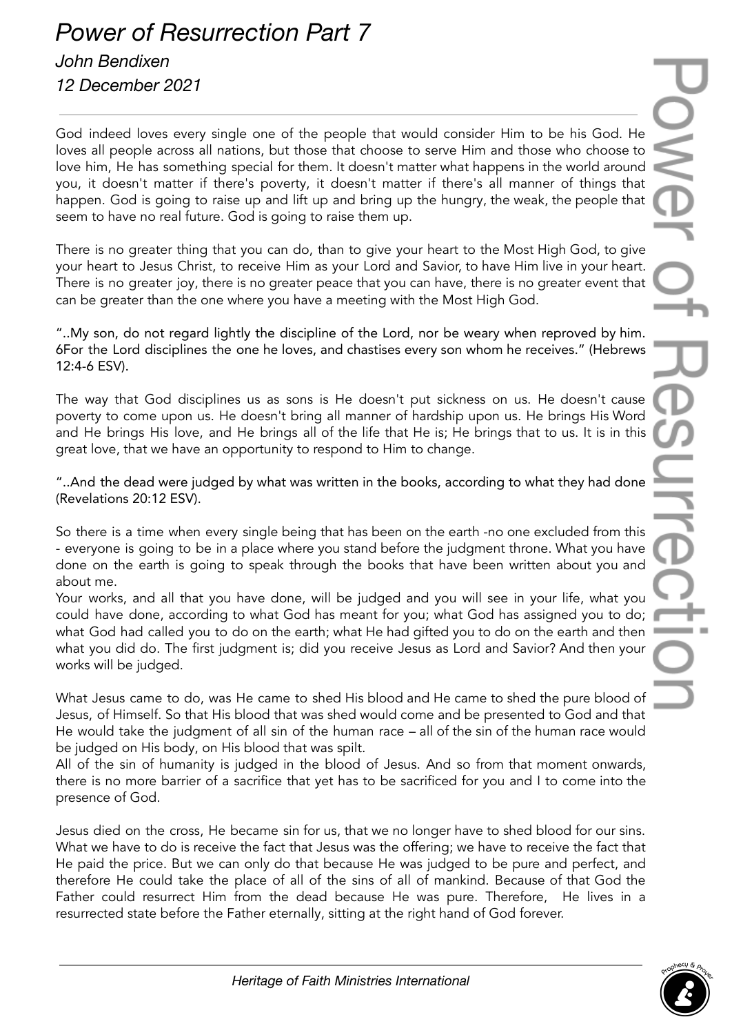# Power of Resurrection Part 7

*John Bendixen*

*12 December 2021*

---

God indeed loves every single one of the people that would consider Him to be his God. He loves all people across all nations, but those that choose to serve Him and those who choose to love him, He has something special for them. It doesn't matter what happens in the world around you, it doesn't matter if there's poverty, it doesn't matter if there's all manner of things that happen. God is going to raise up and lift up and bring up the hungry, the weak, the people that seem to have no real future. God is going to raise them up.

There is no greater thing that you can do, than to give your heart to the Most High God, to give your heart to Jesus Christ, to receive Him as your Lord and Savior, to have Him live in your heart. There is no greater joy, there is no greater peace that you can have, there is no greater event that can be greater than the one where you have a meeting with the Most High God.

"..My son, do not regard lightly the discipline of the Lord, nor be weary when reproved by him. 6For the Lord disciplines the one he loves, and chastises every son whom he receives." (Hebrews 12:4-6 ESV).

The way that God disciplines us as sons is He doesn't put sickness on us. He doesn't cause poverty to come upon us. He doesn't bring all manner of hardship upon us. He brings His Word and He brings His love, and He brings all of the life that He is; He brings that to us. It is in this great love, that we have an opportunity to respond to Him to change.

"..And the dead were judged by what was written in the books, according to what they had done (Revelations 20:12 ESV).

So there is a time when every single being that has been on the earth -no one excluded from this - everyone is going to be in a place where you stand before the judgment throne. What you have done on the earth is going to speak through the books that have been written about you and about me.

Your works, and all that you have done, will be judged and you will see in your life, what you could have done, according to what God has meant for you; what God has assigned you to do; what God had called you to do on the earth; what He had gifted you to do on the earth and then what you did do. The first judgment is; did you receive Jesus as Lord and Savior? And then your works will be judged.

What Jesus came to do, was He came to shed His blood and He came to shed the pure blood of Jesus, of Himself. So that His blood that was shed would come and be presented to God and that He would take the judgment of all sin of the human race – all of the sin of the human race would be judged on His body, on His blood that was spilt.

All of the sin of humanity is judged in the blood of Jesus. And so from that moment onwards, there is no more barrier of a sacrifice that yet has to be sacrificed for you and I to come into the presence of God.

Jesus died on the cross, He became sin for us, that we no longer have to shed blood for our sins. What we have to do is receive the fact that Jesus was the offering; we have to receive the fact that He paid the price. But we can only do that because He was judged to be pure and perfect, and therefore He could take the place of all of the sins of all of mankind. Because of that God the Father could resurrect Him from the dead because He was pure. Therefore, He lives in a resurrected state before the Father eternally, sitting at the right hand of God forever.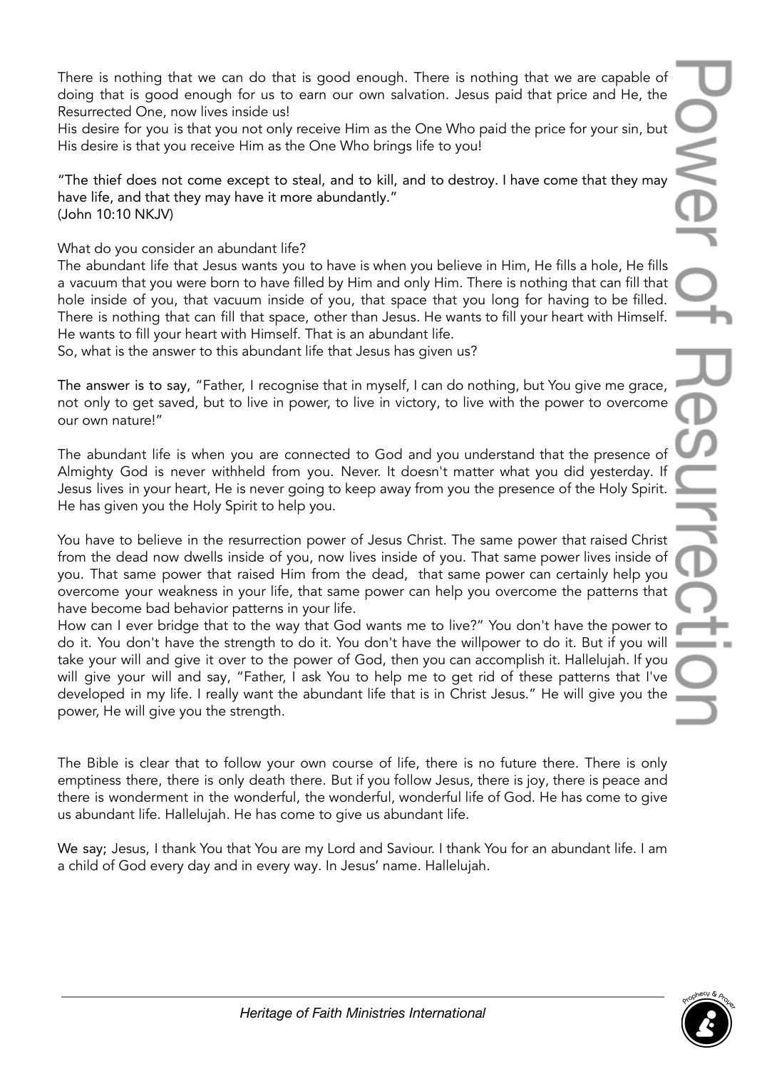There is nothing that we can do that is good enough. There is nothing that we are capable of doing that is good enough for us to earn our own salvation. Jesus paid that price and He, the Resurrected One, now lives inside us!

His desire for you is that you not only receive Him as the One Who paid the price for your sin, but His desire is that you receive Him as the One Who brings life to you!

"The thief does not come except to steal, and to kill, and to destroy. I have come that they may have life, and that they may have it more abundantly."
(John 10:10 NKJV)

What do you consider an abundant life?

The abundant life that Jesus wants you to have is when you believe in Him, He fills a hole, He fills a vacuum that you were born to have filled by Him and only Him. There is nothing that can fill that hole inside of you, that vacuum inside of you, that space that you long for having to be filled. There is nothing that can fill that space, other than Jesus. He wants to fill your heart with Himself. He wants to fill your heart with Himself. That is an abundant life.

So, what is the answer to this abundant life that Jesus has given us?

The answer is to say, "Father, I recognise that in myself, I can do nothing, but You give me grace, not only to get saved, but to live in power, to live in victory, to live with the power to overcome our own nature!"

The abundant life is when you are connected to God and you understand that the presence of Almighty God is never withheld from you. Never. It doesn't matter what you did yesterday. If Jesus lives in your heart, He is never going to keep away from you the presence of the Holy Spirit. He has given you the Holy Spirit to help you.

You have to believe in the resurrection power of Jesus Christ. The same power that raised Christ from the dead now dwells inside of you, now lives inside of you. That same power lives inside of you. That same power that raised Him from the dead, that same power can certainly help you overcome your weakness in your life, that same power can help you overcome the patterns that have become bad behavior patterns in your life.

How can I ever bridge that to the way that God wants me to live?" You don't have the power to do it. You don't have the strength to do it. You don't have the willpower to do it. But if you will take your will and give it over to the power of God, then you can accomplish it. Hallelujah. If you will give your will and say, "Father, I ask You to help me to get rid of these patterns that I've developed in my life. I really want the abundant life that is in Christ Jesus." He will give you the power, He will give you the strength.

The Bible is clear that to follow your own course of life, there is no future there. There is only emptiness there, there is only death there. But if you follow Jesus, there is joy, there is peace and there is wonderment in the wonderful, the wonderful, wonderful life of God. He has come to give us abundant life. Hallelujah. He has come to give us abundant life.

We say; Jesus, I thank You that You are my Lord and Saviour. I thank You for an abundant life. I am a child of God every day and in every way. In Jesus' name. Hallelujah.